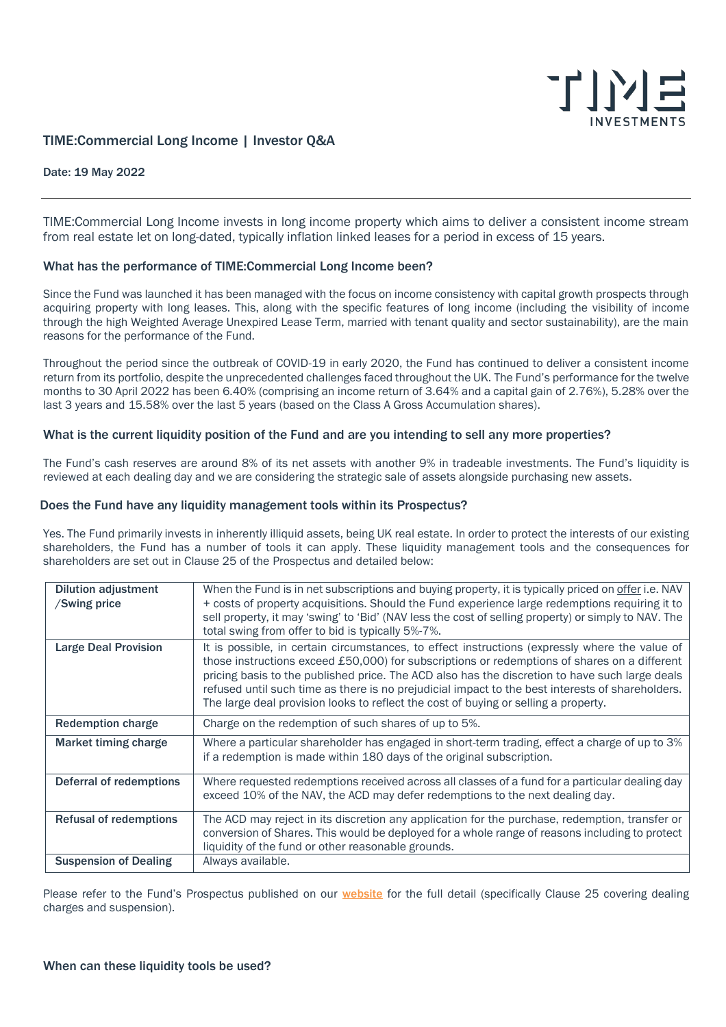# TIME:Commercial Long Income | Investor Q&A

**Date: 19 May 2022**

---

TIME:Commercial Long Income invests in long income property which aims to deliver a consistent income stream from real estate let on long-dated, typically inflation linked leases for a period in excess of 15 years.

### What has the performance of TIME:Commercial Long Income been?

Since the Fund was launched it has been managed with the focus on income consistency with capital growth prospects through acquiring property with long leases. This, along with the specific features of long income (including the visibility of income through the high Weighted Average Unexpired Lease Term, married with tenant quality and sector sustainability), are the main reasons for the performance of the Fund.

Throughout the period since the outbreak of COVID-19 in early 2020, the Fund has continued to deliver a consistent income return from its portfolio, despite the unprecedented challenges faced throughout the UK. The Fund's performance for the twelve months to 30 April 2022 has been 6.40% (comprising an income return of 3.64% and a capital gain of 2.76%), 5.28% over the last 3 years and 15.58% over the last 5 years (based on the Class A Gross Accumulation shares).

### What is the current liquidity position of the Fund and are you intending to sell any more properties?

The Fund's cash reserves are around 8% of its net assets with another 9% in tradeable investments. The Fund's liquidity is reviewed at each dealing day and we are considering the strategic sale of assets alongside purchasing new assets.

### Does the Fund have any liquidity management tools within its Prospectus?

Yes. The Fund primarily invests in inherently illiquid assets, being UK real estate. In order to protect the interests of our existing shareholders, the Fund has a number of tools it can apply. These liquidity management tools and the consequences for shareholders are set out in Clause 25 of the Prospectus and detailed below:

| | |
|---|---|
| **Dilution adjustment /Swing price** | When the Fund is in net subscriptions and buying property, it is typically priced on offer i.e. NAV + costs of property acquisitions. Should the Fund experience large redemptions requiring it to sell property, it may 'swing' to 'Bid' (NAV less the cost of selling property) or simply to NAV. The total swing from offer to bid is typically 5%-7%. |
| **Large Deal Provision** | It is possible, in certain circumstances, to effect instructions (expressly where the value of those instructions exceed £50,000) for subscriptions or redemptions of shares on a different pricing basis to the published price. The ACD also has the discretion to have such large deals refused until such time as there is no prejudicial impact to the best interests of shareholders. The large deal provision looks to reflect the cost of buying or selling a property. |
| **Redemption charge** | Charge on the redemption of such shares of up to 5%. |
| **Market timing charge** | Where a particular shareholder has engaged in short-term trading, effect a charge of up to 3% if a redemption is made within 180 days of the original subscription. |
| **Deferral of redemptions** | Where requested redemptions received across all classes of a fund for a particular dealing day exceed 10% of the NAV, the ACD may defer redemptions to the next dealing day. |
| **Refusal of redemptions** | The ACD may reject in its discretion any application for the purchase, redemption, transfer or conversion of Shares. This would be deployed for a whole range of reasons including to protect liquidity of the fund or other reasonable grounds. |
| **Suspension of Dealing** | Always available. |

Please refer to the Fund's Prospectus published on our website for the full detail (specifically Clause 25 covering dealing charges and suspension).

### When can these liquidity tools be used?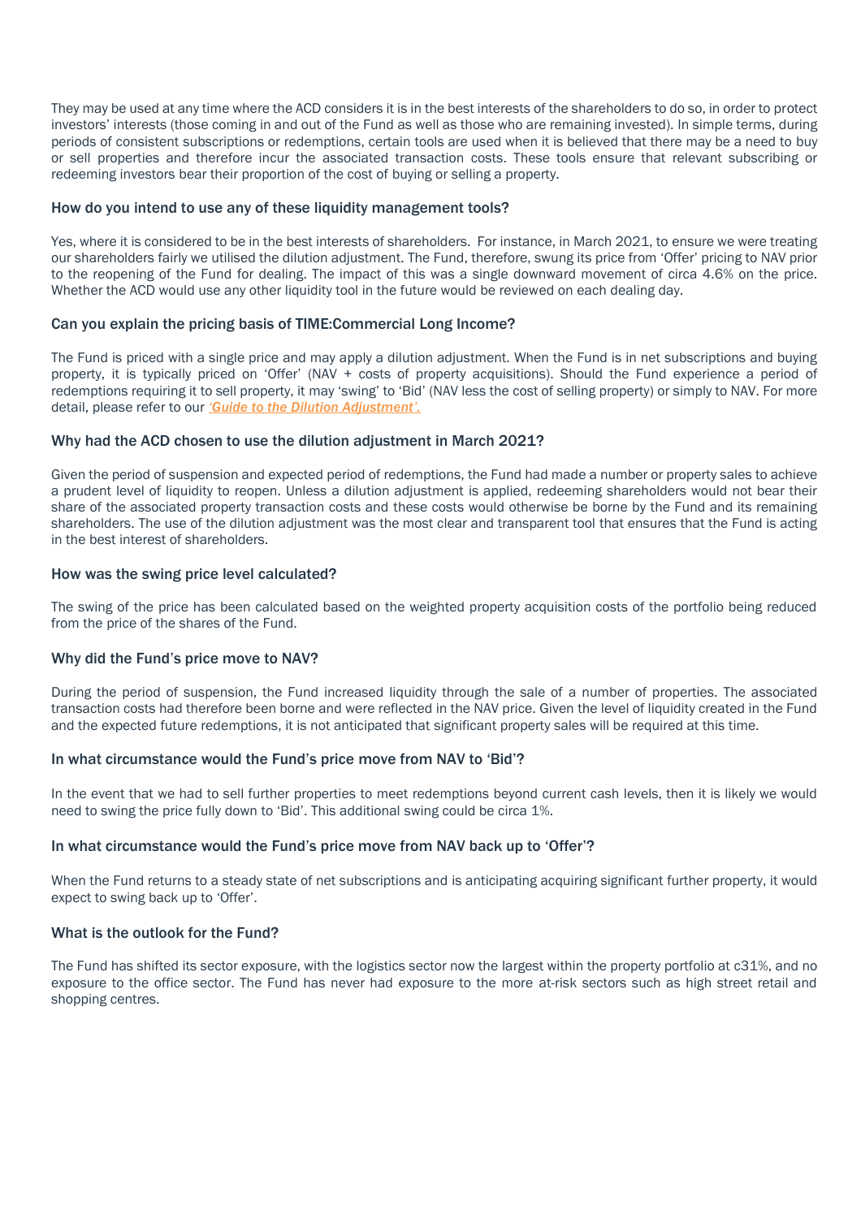They may be used at any time where the ACD considers it is in the best interests of the shareholders to do so, in order to protect investors' interests (those coming in and out of the Fund as well as those who are remaining invested). In simple terms, during periods of consistent subscriptions or redemptions, certain tools are used when it is believed that there may be a need to buy or sell properties and therefore incur the associated transaction costs. These tools ensure that relevant subscribing or redeeming investors bear their proportion of the cost of buying or selling a property.

### How do you intend to use any of these liquidity management tools?

Yes, where it is considered to be in the best interests of shareholders. For instance, in March 2021, to ensure we were treating our shareholders fairly we utilised the dilution adjustment. The Fund, therefore, swung its price from 'Offer' pricing to NAV prior to the reopening of the Fund for dealing. The impact of this was a single downward movement of circa 4.6% on the price. Whether the ACD would use any other liquidity tool in the future would be reviewed on each dealing day.

### Can you explain the pricing basis of TIME:Commercial Long Income?

The Fund is priced with a single price and may apply a dilution adjustment. When the Fund is in net subscriptions and buying property, it is typically priced on 'Offer' (NAV + costs of property acquisitions). Should the Fund experience a period of redemptions requiring it to sell property, it may 'swing' to 'Bid' (NAV less the cost of selling property) or simply to NAV. For more detail, please refer to our *'Guide to the Dilution Adjustment'*.

### Why had the ACD chosen to use the dilution adjustment in March 2021?

Given the period of suspension and expected period of redemptions, the Fund had made a number or property sales to achieve a prudent level of liquidity to reopen. Unless a dilution adjustment is applied, redeeming shareholders would not bear their share of the associated property transaction costs and these costs would otherwise be borne by the Fund and its remaining shareholders. The use of the dilution adjustment was the most clear and transparent tool that ensures that the Fund is acting in the best interest of shareholders.

### How was the swing price level calculated?

The swing of the price has been calculated based on the weighted property acquisition costs of the portfolio being reduced from the price of the shares of the Fund.

### Why did the Fund's price move to NAV?

During the period of suspension, the Fund increased liquidity through the sale of a number of properties. The associated transaction costs had therefore been borne and were reflected in the NAV price. Given the level of liquidity created in the Fund and the expected future redemptions, it is not anticipated that significant property sales will be required at this time.

### In what circumstance would the Fund's price move from NAV to 'Bid'?

In the event that we had to sell further properties to meet redemptions beyond current cash levels, then it is likely we would need to swing the price fully down to 'Bid'. This additional swing could be circa 1%.

### In what circumstance would the Fund's price move from NAV back up to 'Offer'?

When the Fund returns to a steady state of net subscriptions and is anticipating acquiring significant further property, it would expect to swing back up to 'Offer'.

### What is the outlook for the Fund?

The Fund has shifted its sector exposure, with the logistics sector now the largest within the property portfolio at c31%, and no exposure to the office sector. The Fund has never had exposure to the more at-risk sectors such as high street retail and shopping centres.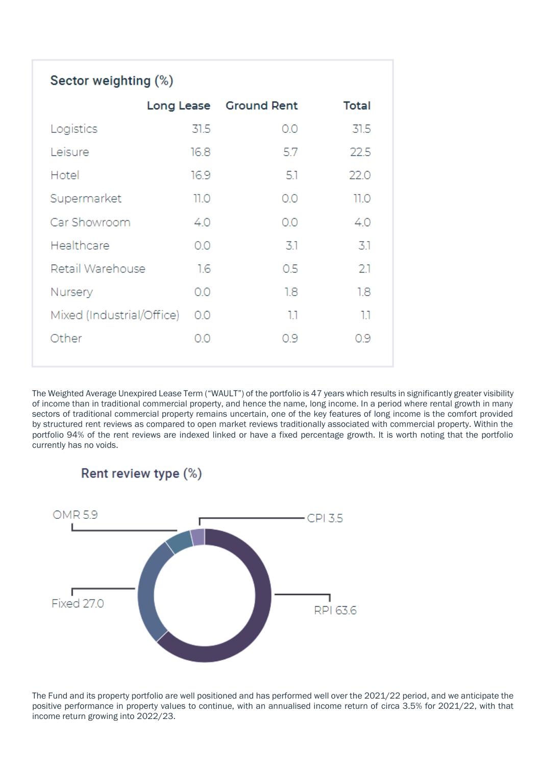### Sector weighting (%)

| | Long Lease | Ground Rent | Total |
|---|---|---|---|
| Logistics | 31.5 | 0.0 | 31.5 |
| Leisure | 16.8 | 5.7 | 22.5 |
| Hotel | 16.9 | 5.1 | 22.0 |
| Supermarket | 11.0 | 0.0 | 11.0 |
| Car Showroom | 4.0 | 0.0 | 4.0 |
| Healthcare | 0.0 | 3.1 | 3.1 |
| Retail Warehouse | 1.6 | 0.5 | 2.1 |
| Nursery | 0.0 | 1.8 | 1.8 |
| Mixed (Industrial/Office) | 0.0 | 1.1 | 1.1 |
| Other | 0.0 | 0.9 | 0.9 |

The Weighted Average Unexpired Lease Term ("WAULT") of the portfolio is 47 years which results in significantly greater visibility of income than in traditional commercial property, and hence the name, long income. In a period where rental growth in many sectors of traditional commercial property remains uncertain, one of the key features of long income is the comfort provided by structured rent reviews as compared to open market reviews traditionally associated with commercial property. Within the portfolio 94% of the rent reviews are indexed linked or have a fixed percentage growth. It is worth noting that the portfolio currently has no voids.

### Rent review type (%)

| Type | % |
|---|---|
| RPI | 63.6 |
| Fixed | 27.0 |
| OMR | 5.9 |
| CPI | 3.5 |

The Fund and its property portfolio are well positioned and has performed well over the 2021/22 period, and we anticipate the positive performance in property values to continue, with an annualised income return of circa 3.5% for 2021/22, with that income return growing into 2022/23.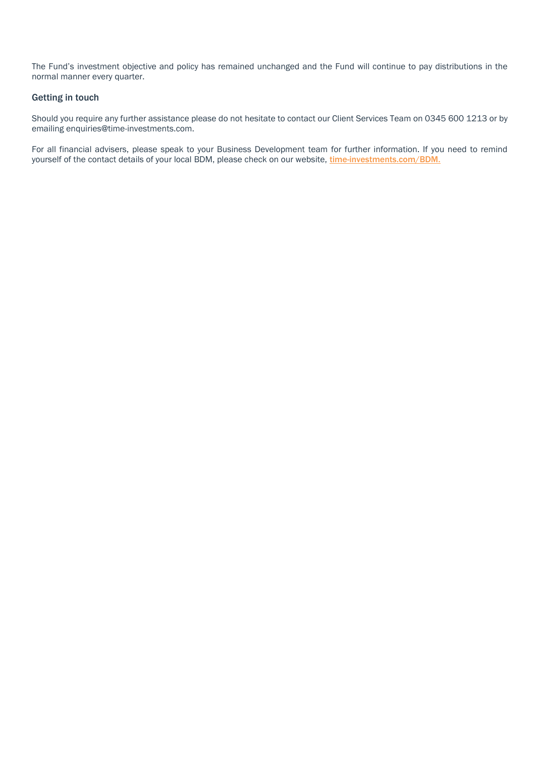The Fund's investment objective and policy has remained unchanged and the Fund will continue to pay distributions in the normal manner every quarter.

## Getting in touch

Should you require any further assistance please do not hesitate to contact our Client Services Team on 0345 600 1213 or by emailing enquiries@time-investments.com.

For all financial advisers, please speak to your Business Development team for further information. If you need to remind yourself of the contact details of your local BDM, please check on our website, **time-investments.com/BDM.**